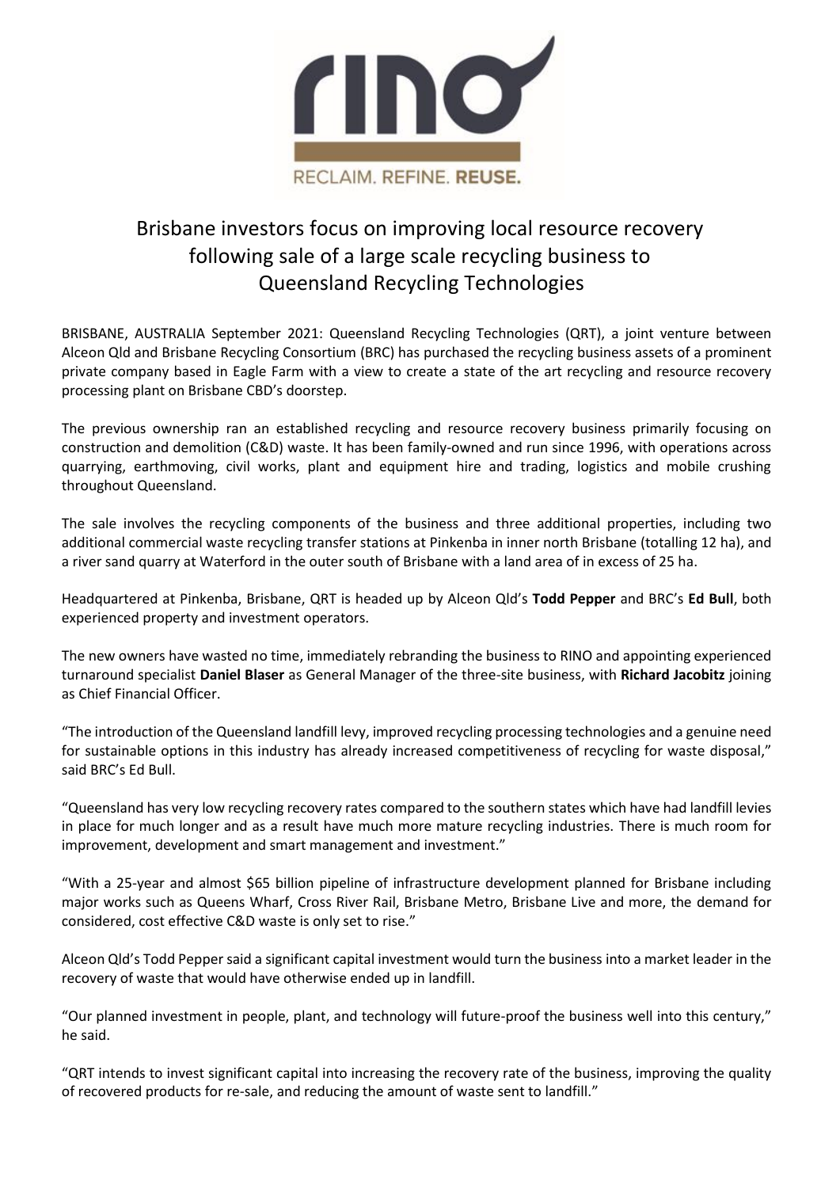RECLAIM. REFINE. **REUSE.**

# Brisbane investors focus on improving local resource recovery following sale of a large scale recycling business to Queensland Recycling Technologies

BRISBANE, AUSTRALIA September 2021: Queensland Recycling Technologies (QRT), a joint venture between Alceon Qld and Brisbane Recycling Consortium (BRC) has purchased the recycling business assets of a prominent private company based in Eagle Farm with a view to create a state of the art recycling and resource recovery processing plant on Brisbane CBD's doorstep.

The previous ownership ran an established recycling and resource recovery business primarily focusing on construction and demolition (C&D) waste. It has been family-owned and run since 1996, with operations across quarrying, earthmoving, civil works, plant and equipment hire and trading, logistics and mobile crushing throughout Queensland.

The sale involves the recycling components of the business and three additional properties, including two additional commercial waste recycling transfer stations at Pinkenba in inner north Brisbane (totalling 12 ha), and a river sand quarry at Waterford in the outer south of Brisbane with a land area of in excess of 25 ha.

Headquartered at Pinkenba, Brisbane, QRT is headed up by Alceon Qld's **Todd Pepper** and BRC's **Ed Bull**, both experienced property and investment operators.

The new owners have wasted no time, immediately rebranding the business to RINO and appointing experienced turnaround specialist **Daniel Blaser** as General Manager of the three-site business, with **Richard Jacobitz** joining as Chief Financial Officer.

"The introduction of the Queensland landfill levy, improved recycling processing technologies and a genuine need for sustainable options in this industry has already increased competitiveness of recycling for waste disposal," said BRC's Ed Bull.

"Queensland has very low recycling recovery rates compared to the southern states which have had landfill levies in place for much longer and as a result have much more mature recycling industries. There is much room for improvement, development and smart management and investment."

"With a 25-year and almost $65 billion pipeline of infrastructure development planned for Brisbane including major works such as Queens Wharf, Cross River Rail, Brisbane Metro, Brisbane Live and more, the demand for considered, cost effective C&D waste is only set to rise."

Alceon Qld's Todd Pepper said a significant capital investment would turn the business into a market leader in the recovery of waste that would have otherwise ended up in landfill.

"Our planned investment in people, plant, and technology will future-proof the business well into this century," he said.

"QRT intends to invest significant capital into increasing the recovery rate of the business, improving the quality of recovered products for re-sale, and reducing the amount of waste sent to landfill."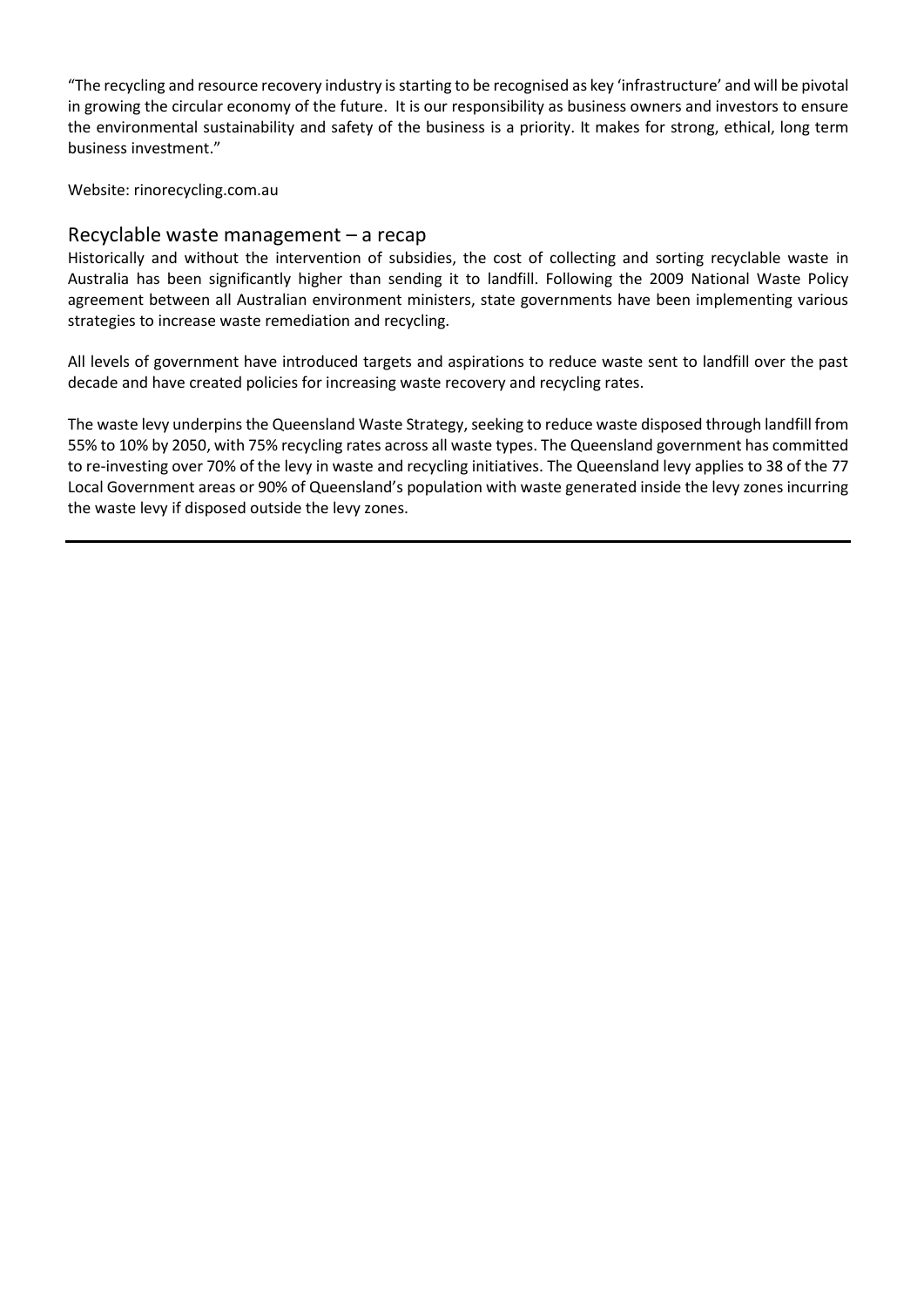"The recycling and resource recovery industry is starting to be recognised as key 'infrastructure' and will be pivotal in growing the circular economy of the future. It is our responsibility as business owners and investors to ensure the environmental sustainability and safety of the business is a priority. It makes for strong, ethical, long term business investment."

Website: rinorecycling.com.au

## Recyclable waste management – a recap

Historically and without the intervention of subsidies, the cost of collecting and sorting recyclable waste in Australia has been significantly higher than sending it to landfill. Following the 2009 National Waste Policy agreement between all Australian environment ministers, state governments have been implementing various strategies to increase waste remediation and recycling.

All levels of government have introduced targets and aspirations to reduce waste sent to landfill over the past decade and have created policies for increasing waste recovery and recycling rates.

The waste levy underpins the Queensland Waste Strategy, seeking to reduce waste disposed through landfill from 55% to 10% by 2050, with 75% recycling rates across all waste types. The Queensland government has committed to re-investing over 70% of the levy in waste and recycling initiatives. The Queensland levy applies to 38 of the 77 Local Government areas or 90% of Queensland's population with waste generated inside the levy zones incurring the waste levy if disposed outside the levy zones.